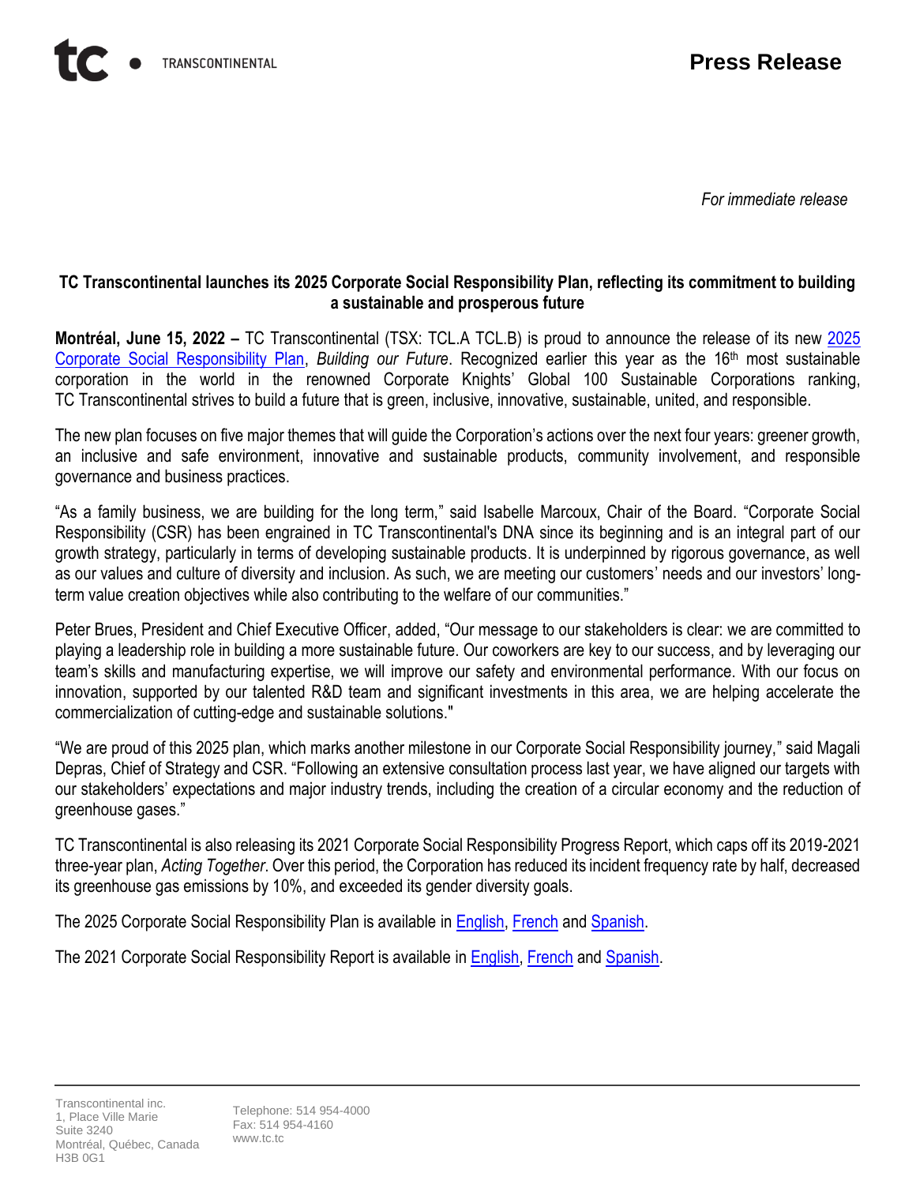TRANSCONTINENTAL

**Press Release**

*For immediate release*

## TC Transcontinental launches its 2025 Corporate Social Responsibility Plan, reflecting its commitment to building a sustainable and prosperous future

**Montréal, June 15, 2022 –** TC Transcontinental (TSX: TCL.A TCL.B) is proud to announce the release of its new 2025 Corporate Social Responsibility Plan, *Building our Future*. Recognized earlier this year as the 16th most sustainable corporation in the world in the renowned Corporate Knights' Global 100 Sustainable Corporations ranking, TC Transcontinental strives to build a future that is green, inclusive, innovative, sustainable, united, and responsible.

The new plan focuses on five major themes that will guide the Corporation's actions over the next four years: greener growth, an inclusive and safe environment, innovative and sustainable products, community involvement, and responsible governance and business practices.

"As a family business, we are building for the long term," said Isabelle Marcoux, Chair of the Board. "Corporate Social Responsibility (CSR) has been engrained in TC Transcontinental's DNA since its beginning and is an integral part of our growth strategy, particularly in terms of developing sustainable products. It is underpinned by rigorous governance, as well as our values and culture of diversity and inclusion. As such, we are meeting our customers' needs and our investors' long-term value creation objectives while also contributing to the welfare of our communities."

Peter Brues, President and Chief Executive Officer, added, "Our message to our stakeholders is clear: we are committed to playing a leadership role in building a more sustainable future. Our coworkers are key to our success, and by leveraging our team's skills and manufacturing expertise, we will improve our safety and environmental performance. With our focus on innovation, supported by our talented R&D team and significant investments in this area, we are helping accelerate the commercialization of cutting-edge and sustainable solutions."

"We are proud of this 2025 plan, which marks another milestone in our Corporate Social Responsibility journey," said Magali Depras, Chief of Strategy and CSR. "Following an extensive consultation process last year, we have aligned our targets with our stakeholders' expectations and major industry trends, including the creation of a circular economy and the reduction of greenhouse gases."

TC Transcontinental is also releasing its 2021 Corporate Social Responsibility Progress Report, which caps off its 2019-2021 three-year plan, *Acting Together*. Over this period, the Corporation has reduced its incident frequency rate by half, decreased its greenhouse gas emissions by 10%, and exceeded its gender diversity goals.

The 2025 Corporate Social Responsibility Plan is available in English, French and Spanish.

The 2021 Corporate Social Responsibility Report is available in English, French and Spanish.

Transcontinental inc.
1, Place Ville Marie
Suite 3240
Montréal, Québec, Canada
H3B 0G1

Telephone: 514 954-4000
Fax: 514 954-4160
www.tc.tc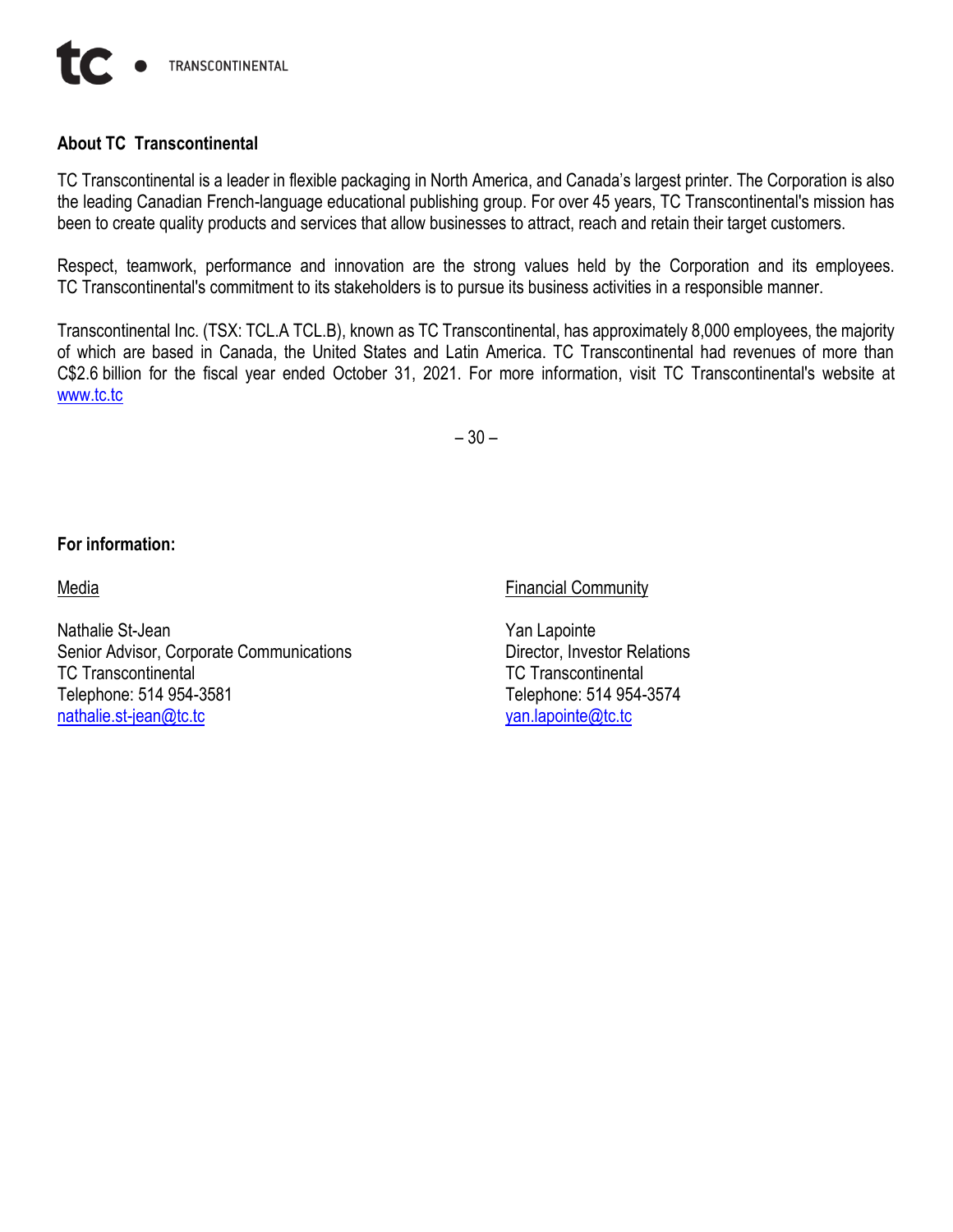## About TC Transcontinental

TC Transcontinental is a leader in flexible packaging in North America, and Canada's largest printer. The Corporation is also the leading Canadian French-language educational publishing group. For over 45 years, TC Transcontinental's mission has been to create quality products and services that allow businesses to attract, reach and retain their target customers.

Respect, teamwork, performance and innovation are the strong values held by the Corporation and its employees. TC Transcontinental's commitment to its stakeholders is to pursue its business activities in a responsible manner.

Transcontinental Inc. (TSX: TCL.A TCL.B), known as TC Transcontinental, has approximately 8,000 employees, the majority of which are based in Canada, the United States and Latin America. TC Transcontinental had revenues of more than C$2.6 billion for the fiscal year ended October 31, 2021. For more information, visit TC Transcontinental's website at www.tc.tc

– 30 –

**For information:**

Media

Nathalie St-Jean
Senior Advisor, Corporate Communications
TC Transcontinental
Telephone: 514 954-3581
nathalie.st-jean@tc.tc

Financial Community

Yan Lapointe
Director, Investor Relations
TC Transcontinental
Telephone: 514 954-3574
yan.lapointe@tc.tc